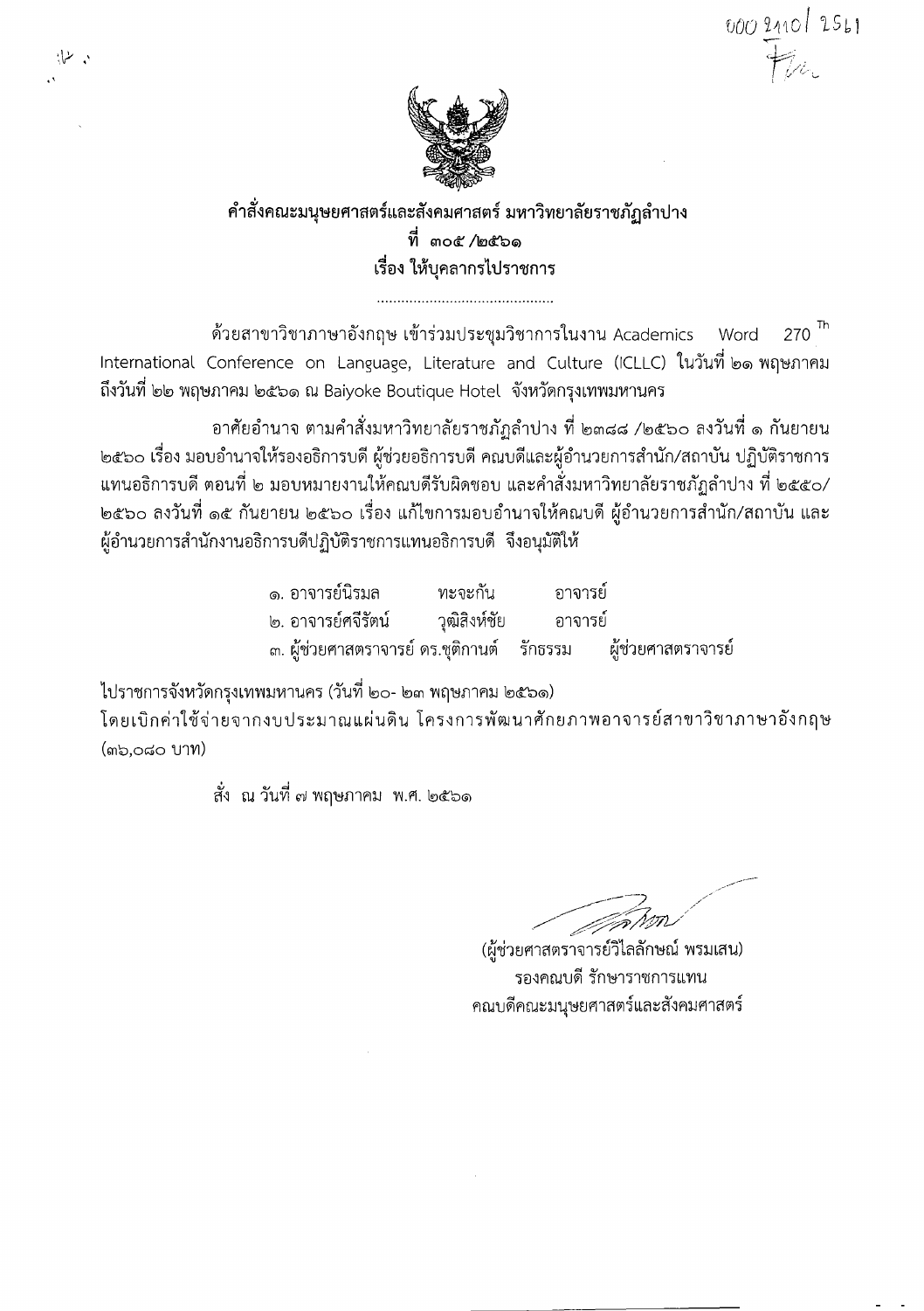000 2110/ 2561

# คำสั่งคณะมนุษยศาสตร์และสังคมศาสตร์ มหาวิทยาลัยราชภัฏลำปาง
## ที่ ๓๐๕ /๒๕๖๑
## เรื่อง ให้บุคลากรไปราชการ

.............................................

ด้วยสาขาวิชาภาษาอังกฤษ เข้าร่วมประชุมวิชาการในงาน Academics Word 270 Th International Conference on Language, Literature and Culture (ICLLC) ในวันที่ ๒๑ พฤษภาคม ถึงวันที่ ๒๒ พฤษภาคม ๒๕๖๑ ณ Baiyoke Boutique Hotel จังหวัดกรุงเทพมหานคร

อาศัยอำนาจ ตามคำสั่งมหาวิทยาลัยราชภัฏลำปาง ที่ ๒๓๘๘ /๒๕๖๐ ลงวันที่ ๑ กันยายน ๒๕๖๐ เรื่อง มอบอำนาจให้รองอธิการบดี ผู้ช่วยอธิการบดี คณบดีและผู้อำนวยการสำนัก/สถาบัน ปฏิบัติราชการแทนอธิการบดี ตอนที่ ๒ มอบหมายงานให้คณบดีรับผิดชอบ และคำสั่งมหาวิทยาลัยราชภัฏลำปาง ที่ ๒๕๕๐/ ๒๕๖๐ ลงวันที่ ๑๕ กันยายน ๒๕๖๐ เรื่อง แก้ไขการมอบอำนาจให้คณบดี ผู้อำนวยการสำนัก/สถาบัน และผู้อำนวยการสำนักงานอธิการบดีปฏิบัติราชการแทนอธิการบดี จึงอนุมัติให้

๑. อาจารย์นิรมล ทะจะกัน อาจารย์
๒. อาจารย์ศจีรัตน์ วุฒิสิงห์ชัย อาจารย์
๓. ผู้ช่วยศาสตราจารย์ ดร.ชุติกานต์ รักธรรม ผู้ช่วยศาสตราจารย์

ไปราชการจังหวัดกรุงเทพมหานคร (วันที่ ๒๐- ๒๓ พฤษภาคม ๒๕๖๑)
โดยเบิกค่าใช้จ่ายจากงบประมาณแผ่นดิน โครงการพัฒนาศักยภาพอาจารย์สาขาวิชาภาษาอังกฤษ (๓๖,๐๘๐ บาท)

สั่ง ณ วันที่ ๗ พฤษภาคม พ.ศ. ๒๕๖๑

(ผู้ช่วยศาสตราจารย์วิไลลักษณ์ พรมเสน)
รองคณบดี รักษาราชการแทน
คณบดีคณะมนุษยศาสตร์และสังคมศาสตร์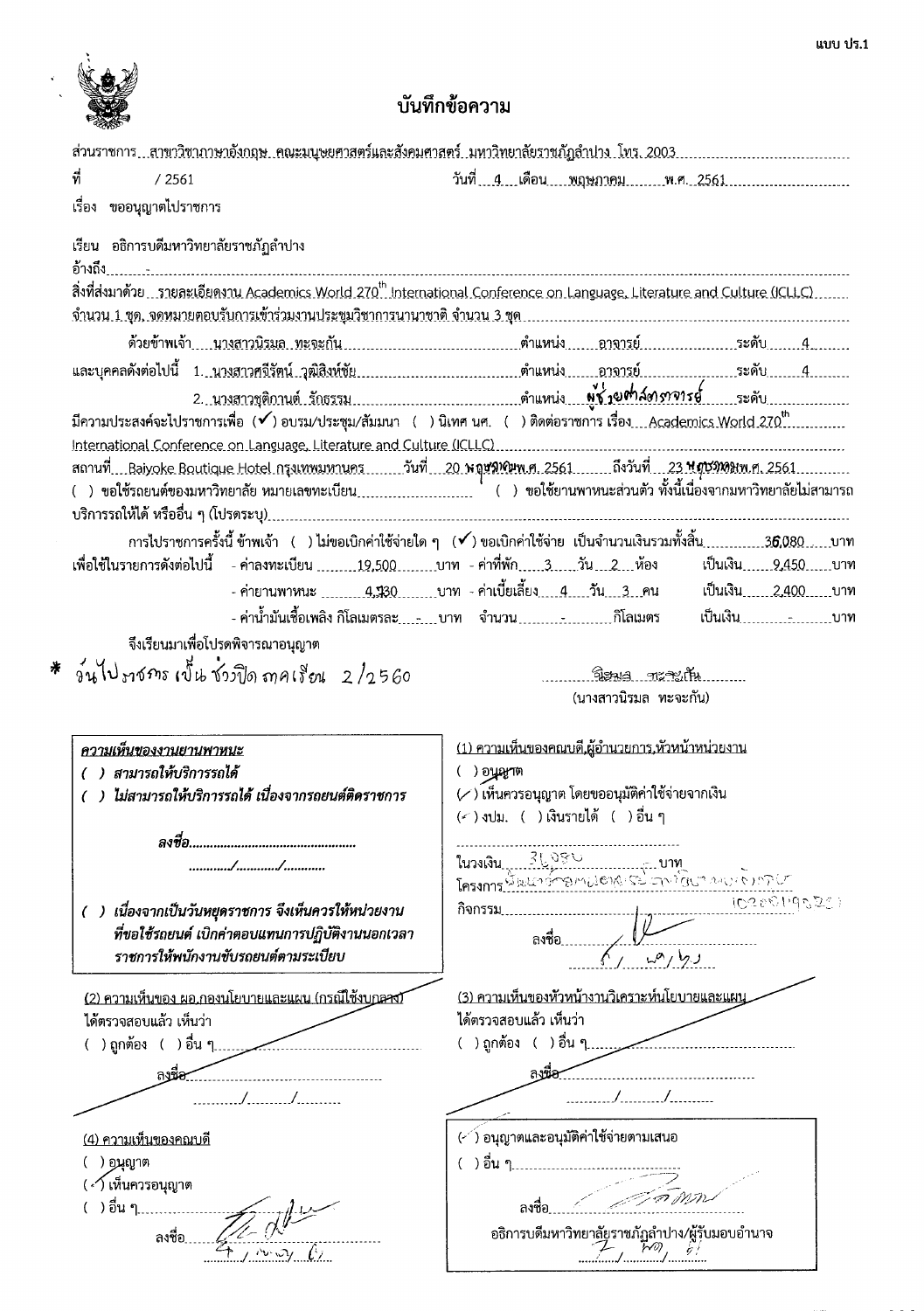แบบ ปร.1

# บันทึกข้อความ

ส่วนราชการ สาขาวิชาภาษาอังกฤษ คณะมนุษยศาสตร์และสังคมศาสตร์ มหาวิทยาลัยราชภัฏลำปาง โทร. 2003

ที่ / 2561 วันที่ 4 เดือน พฤษภาคม พ.ศ. 2561

เรื่อง ขออนุญาตไปราชการ

เรียน อธิการบดีมหาวิทยาลัยราชภัฏลำปาง

อ้างถึง -

สิ่งที่ส่งมาด้วย รายละเอียดงาน Academics World 270th International Conference on Language, Literature and Culture (ICLLC) จำนวน 1 ชุด, จดหมายตอบรับการเข้าร่วมงานประชุมวิชาการนานาชาติ จำนวน 3 ชุด

ด้วยข้าพเจ้า นางสาวนิรมล ทะจะกัน ตำแหน่ง อาจารย์ ระดับ 4

และบุคคลดังต่อไปนี้ 1. นางสาวศรีรัตน์ วุฒิสิงห์ชัย ตำแหน่ง อาจารย์ ระดับ 4

2. นางสาวชุติกานต์ รักธรรม ตำแหน่ง ผู้ช่วยศาสตราจารย์ ระดับ

มีความประสงค์จะไปราชการเพื่อ (✓) อบรม/ประชุม/สัมมนา ( ) นิเทศ นศ. ( ) ติดต่อราชการ เรื่อง Academics World 270th International Conference on Language, Literature and Culture (ICLLC)

สถานที่ Baiyoke Boutique Hotel กรุงเทพมหานคร วันที่ 20 พฤษภาคม พ.ศ. 2561 ถึงวันที่ 23 พฤษภาคม พ.ศ. 2561

( ) ขอใช้รถยนต์ของมหาวิทยาลัย หมายเลขทะเบียน ( ) ขอใช้ยานพาหนะส่วนตัว ทั้งนี้เนื่องจากมหาวิทยาลัยไม่สามารถบริการรถให้ได้ หรืออื่น ๆ (โปรดระบุ)

การไปราชการครั้งนี้ ข้าพเจ้า ( ) ไม่ขอเบิกค่าใช้จ่ายใด ๆ (✓) ขอเบิกค่าใช้จ่าย เป็นจำนวนเงินรวมทั้งสิ้น 36,080 บาท

เพื่อใช้ในรายการดังต่อไปนี้
- ค่าลงทะเบียน 19,500 บาท
- ค่าที่พัก 3 วัน 2 ห้อง เป็นเงิน 9,450 บาท
- ค่ายานพาหนะ 4,730 บาท
- ค่าเบี้ยเลี้ยง 4 วัน 3 คน เป็นเงิน 2,400 บาท
- ค่าน้ำมันเชื้อเพลิง กิโลเมตรละ - บาท จำนวน - กิโลเมตร เป็นเงิน - บาท

จึงเรียนมาเพื่อโปรดพิจารณาอนุญาต

* วันไปราชการ เป็นช่วงปิดภาคเรียน 2/2560

นิรมล ทะจะกัน
(นางสาวนิรมล ทะจะกัน)

***ความเห็นของงานยานพาหนะ***

*( ) สามารถให้บริการรถได้*

*( ) ไม่สามารถให้บริการรถได้ เนื่องจากรถยนต์ติดราชการ*

*ลงชื่อ................................*

*........../........../..........*

*( ) เนื่องจากเป็นวันหยุดราชการ จึงเห็นควรให้หน่วยงานที่ขอใช้รถยนต์ เบิกค่าตอบแทนการปฏิบัติงานนอกเวลาราชการให้พนักงานขับรถยนต์ตามระเบียบ*

(1) ความเห็นของคณบดี,ผู้อำนวยการ,หัวหน้าหน่วยงาน

( ) อนุญาต

(✓) เห็นควรอนุญาต โดยขออนุมัติค่าใช้จ่ายจากเงิน

(✓) งปม. ( ) เงินรายได้ ( ) อื่น ๆ

ในวงเงิน 36,080 บาท

โครงการ พัฒนาศักยภาพบุคลากรด้านวิชาการ 102621963201

กิจกรรม

ลงชื่อ (ลายมือชื่อ)

4 / พ.ค. / 61

(2) ความเห็นของ ผอ.กองนโยบายและแผน (กรณีใช้งบกลาง)

ได้ตรวจสอบแล้ว เห็นว่า

( ) ถูกต้อง ( ) อื่น ๆ

ลงชื่อ

........../........../..........

(3) ความเห็นของหัวหน้างานวิเคราะห์นโยบายและแผน

ได้ตรวจสอบแล้ว เห็นว่า

( ) ถูกต้อง ( ) อื่น ๆ

ลงชื่อ

........../........../..........

(4) ความเห็นของคณบดี

( ) อนุญาต

(✓) เห็นควรอนุญาต

( ) อื่น ๆ

ลงชื่อ (ลายมือชื่อ)

4 / พ.ค. / 61

(✓) อนุญาตและอนุมัติค่าใช้จ่ายตามเสนอ

( ) อื่น ๆ

ลงชื่อ (ลายมือชื่อ)

อธิการบดีมหาวิทยาลัยราชภัฏลำปาง/ผู้รับมอบอำนาจ

7 / พ.ค. / 61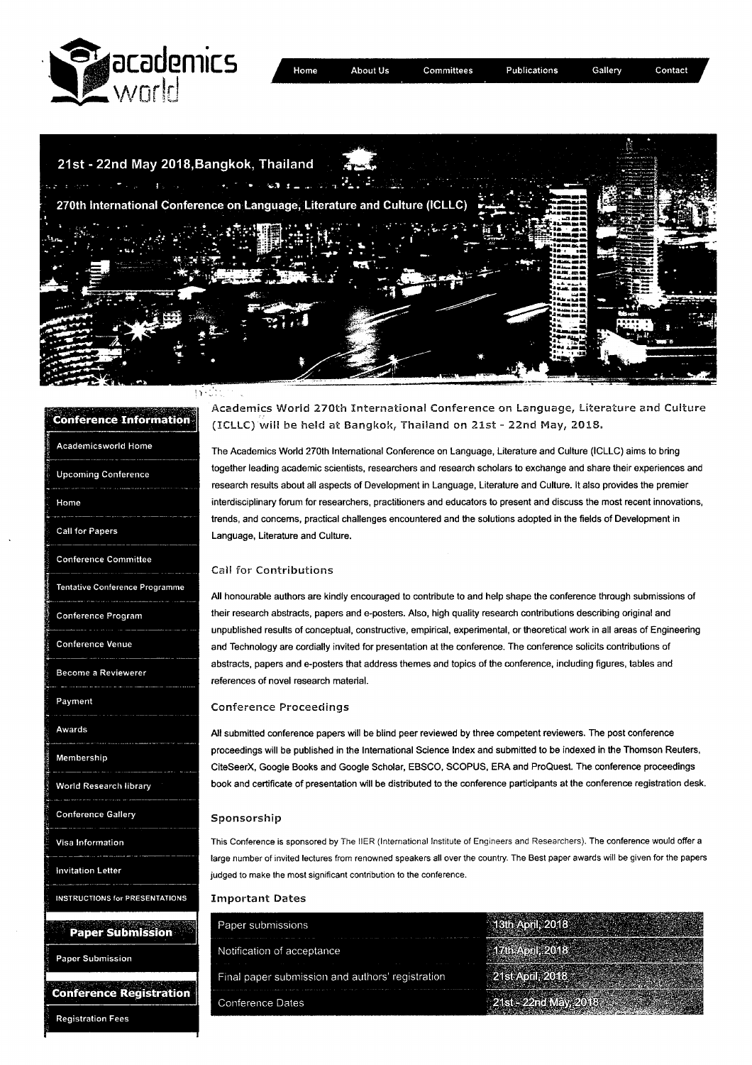academics world

Home | About Us | Committees | Publications | Gallery | Contact

21st - 22nd May 2018,Bangkok, Thailand

270th International Conference on Language, Literature and Culture (ICLLC)

**Conference Information**

- Academicsworld Home
- Upcoming Conference
- Home
- Call for Papers
- Conference Committee
- Tentative Conference Programme
- Conference Program
- Conference Venue
- Become a Reviewerer
- Payment
- Awards
- Membership
- World Research library
- Conference Gallery
- Visa Information
- Invitation Letter
- INSTRUCTIONS for PRESENTATIONS

**Paper Submission**

- Paper Submission

**Conference Registration**

- Registration Fees

## Academics World 270th International Conference on Language, Literature and Culture (ICLLC) will be held at Bangkok, Thailand on 21st - 22nd May, 2018.

The Academics World 270th International Conference on Language, Literature and Culture (ICLLC) aims to bring together leading academic scientists, researchers and research scholars to exchange and share their experiences and research results about all aspects of Development in Language, Literature and Culture. It also provides the premier interdisciplinary forum for researchers, practitioners and educators to present and discuss the most recent innovations, trends, and concerns, practical challenges encountered and the solutions adopted in the fields of Development in Language, Literature and Culture.

### Call for Contributions

All honourable authors are kindly encouraged to contribute to and help shape the conference through submissions of their research abstracts, papers and e-posters. Also, high quality research contributions describing original and unpublished results of conceptual, constructive, empirical, experimental, or theoretical work in all areas of Engineering and Technology are cordially invited for presentation at the conference. The conference solicits contributions of abstracts, papers and e-posters that address themes and topics of the conference, including figures, tables and references of novel research material.

### Conference Proceedings

All submitted conference papers will be blind peer reviewed by three competent reviewers. The post conference proceedings will be published in the International Science Index and submitted to be indexed in the Thomson Reuters, CiteSeerX, Google Books and Google Scholar, EBSCO, SCOPUS, ERA and ProQuest. The conference proceedings book and certificate of presentation will be distributed to the conference participants at the conference registration desk.

### Sponsorship

This Conference is sponsored by The IIER (International Institute of Engineers and Researchers). The conference would offer a large number of invited lectures from renowned speakers all over the country. The Best paper awards will be given for the papers judged to make the most significant contribution to the conference.

### Important Dates

| | |
|---|---|
| Paper submissions | 13th April, 2018 |
| Notification of acceptance | 17th April, 2018 |
| Final paper submission and authors' registration | 21st April, 2018 |
| Conference Dates | 21st - 22nd May, 2018 |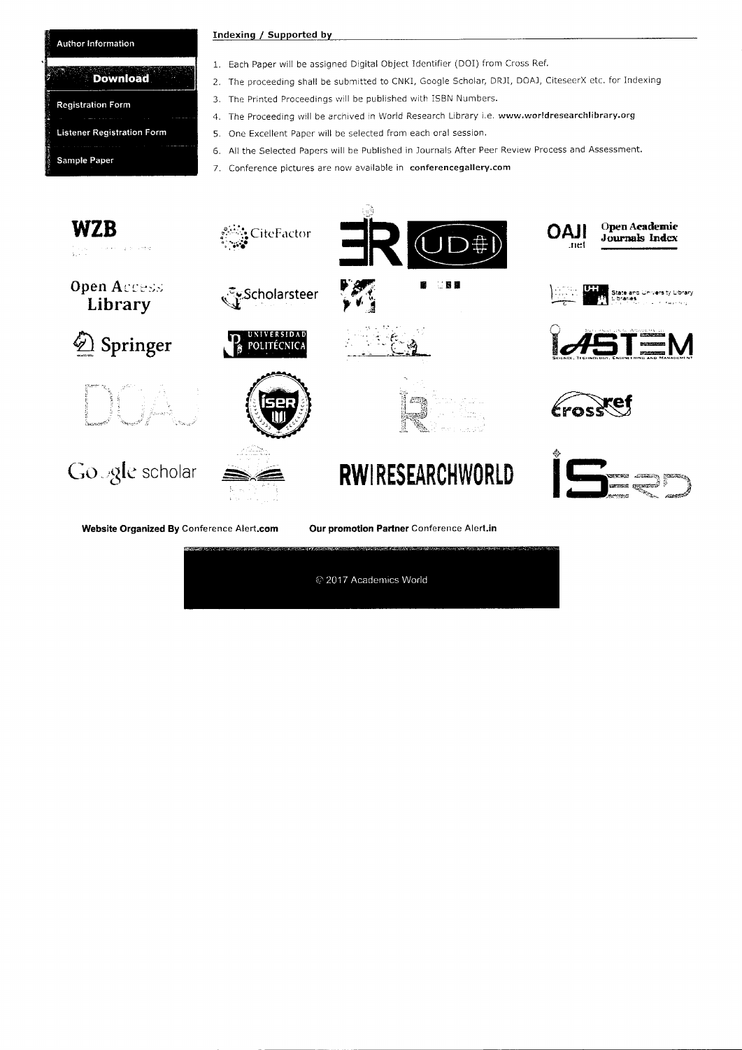- Author Information
- **Download**
- Registration Form
- Listener Registration Form
- Sample Paper

## Indexing / Supported by

1. Each Paper will be assigned Digital Object Identifier (DOI) from Cross Ref.
2. The proceeding shall be submitted to CNKI, Google Scholar, DRJI, DOAJ, CiteseerX etc. for Indexing
3. The Printed Proceedings will be published with ISBN Numbers.
4. The Proceeding will be archived in World Research Library i.e. **www.worldresearchlibrary.org**
5. One Excellent Paper will be selected from each oral session.
6. All the Selected Papers will be Published in Journals After Peer Review Process and Assessment.
7. Conference pictures are now available in **conferencegallery.com**

WZB

CiteFactor

UDㅐ

OAJI .net Open Academic Journals Index

Open Access Library

Scholarsteer

State and University Library

Springer

UNIVERSIDAD POLITÉCNICA

IASTEM

DOAJ

ISER

crossref

Google scholar

RWIRESEARCHWORLD

**Website Organized By** Conference Alert.**com** **Our promotion Partner** Conference Alert.**in**

© 2017 Academics World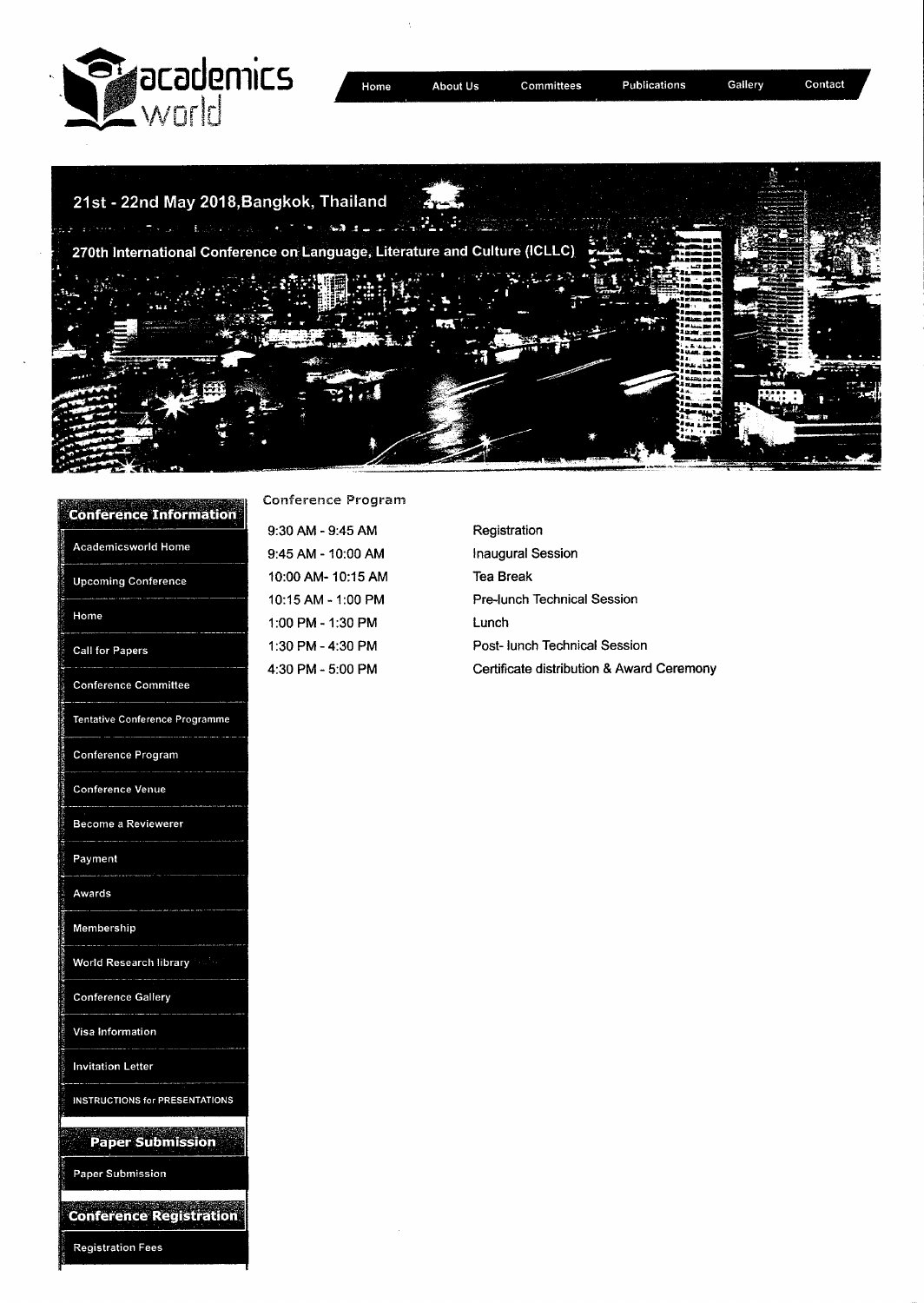academics world

Home | About Us | Committees | Publications | Gallery | Contact

21st - 22nd May 2018,Bangkok, Thailand

270th International Conference on Language, Literature and Culture (ICLLC)

## Conference Information

- Academicsworld Home
- Upcoming Conference
- Home
- Call for Papers
- Conference Committee
- Tentative Conference Programme
- Conference Program
- Conference Venue
- Become a Reviewerer
- Payment
- Awards
- Membership
- World Research library
- Conference Gallery
- Visa Information
- Invitation Letter
- INSTRUCTIONS for PRESENTATIONS

## Paper Submission

- Paper Submission

## Conference Registration

- Registration Fees

## Conference Program

| | |
|---|---|
| 9:30 AM - 9:45 AM | Registration |
| 9:45 AM - 10:00 AM | Inaugural Session |
| 10:00 AM- 10:15 AM | Tea Break |
| 10:15 AM - 1:00 PM | Pre-lunch Technical Session |
| 1:00 PM - 1:30 PM | Lunch |
| 1:30 PM - 4:30 PM | Post- lunch Technical Session |
| 4:30 PM - 5:00 PM | Certificate distribution & Award Ceremony |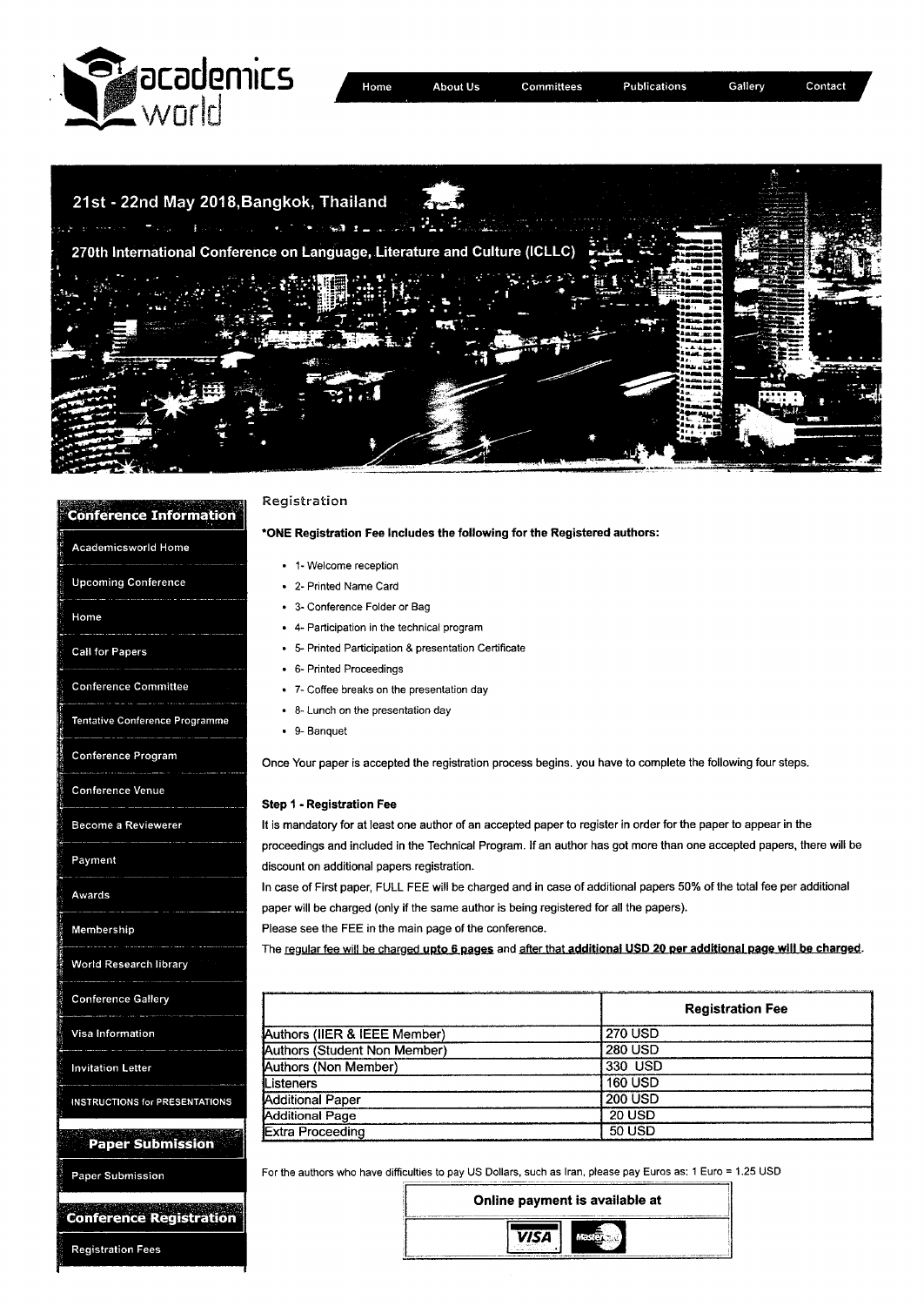academics world

Home | About Us | Committees | Publications | Gallery | Contact

21st - 22nd May 2018,Bangkok, Thailand

270th International Conference on Language, Literature and Culture (ICLLC)

**Conference Information**

- Academicsworld Home
- Upcoming Conference
- Home
- Call for Papers
- Conference Committee
- Tentative Conference Programme
- Conference Program
- Conference Venue
- Become a Reviewerer
- Payment
- Awards
- Membership
- World Research library
- Conference Gallery
- Visa Information
- Invitation Letter
- INSTRUCTIONS for PRESENTATIONS

**Paper Submission**

- Paper Submission

**Conference Registration**

- Registration Fees

## Registration

**\*ONE Registration Fee Includes the following for the Registered authors:**

- 1- Welcome reception
- 2- Printed Name Card
- 3- Conference Folder or Bag
- 4- Participation in the technical program
- 5- Printed Participation & presentation Certificate
- 6- Printed Proceedings
- 7- Coffee breaks on the presentation day
- 8- Lunch on the presentation day
- 9- Banquet

Once Your paper is accepted the registration process begins. you have to complete the following four steps.

**Step 1 - Registration Fee**

It is mandatory for at least one author of an accepted paper to register in order for the paper to appear in the proceedings and included in the Technical Program. If an author has got more than one accepted papers, there will be discount on additional papers registration.

In case of First paper, FULL FEE will be charged and in case of additional papers 50% of the total fee per additional paper will be charged (only if the same author is being registered for all the papers).

Please see the FEE in the main page of the conference.

The regular fee will be charged **upto 6 pages** and **after that additional USD 20 per additional page will be charged**.

| | **Registration Fee** |
|---|---|
| Authors (IIER & IEEE Member) | 270 USD |
| Authors (Student Non Member) | 280 USD |
| Authors (Non Member) | 330 USD |
| Listeners | 160 USD |
| Additional Paper | 200 USD |
| Additional Page | 20 USD |
| Extra Proceeding | 50 USD |

For the authors who have difficulties to pay US Dollars, such as Iran, please pay Euros as: 1 Euro = 1.25 USD

**Online payment is available at**

VISA MasterCard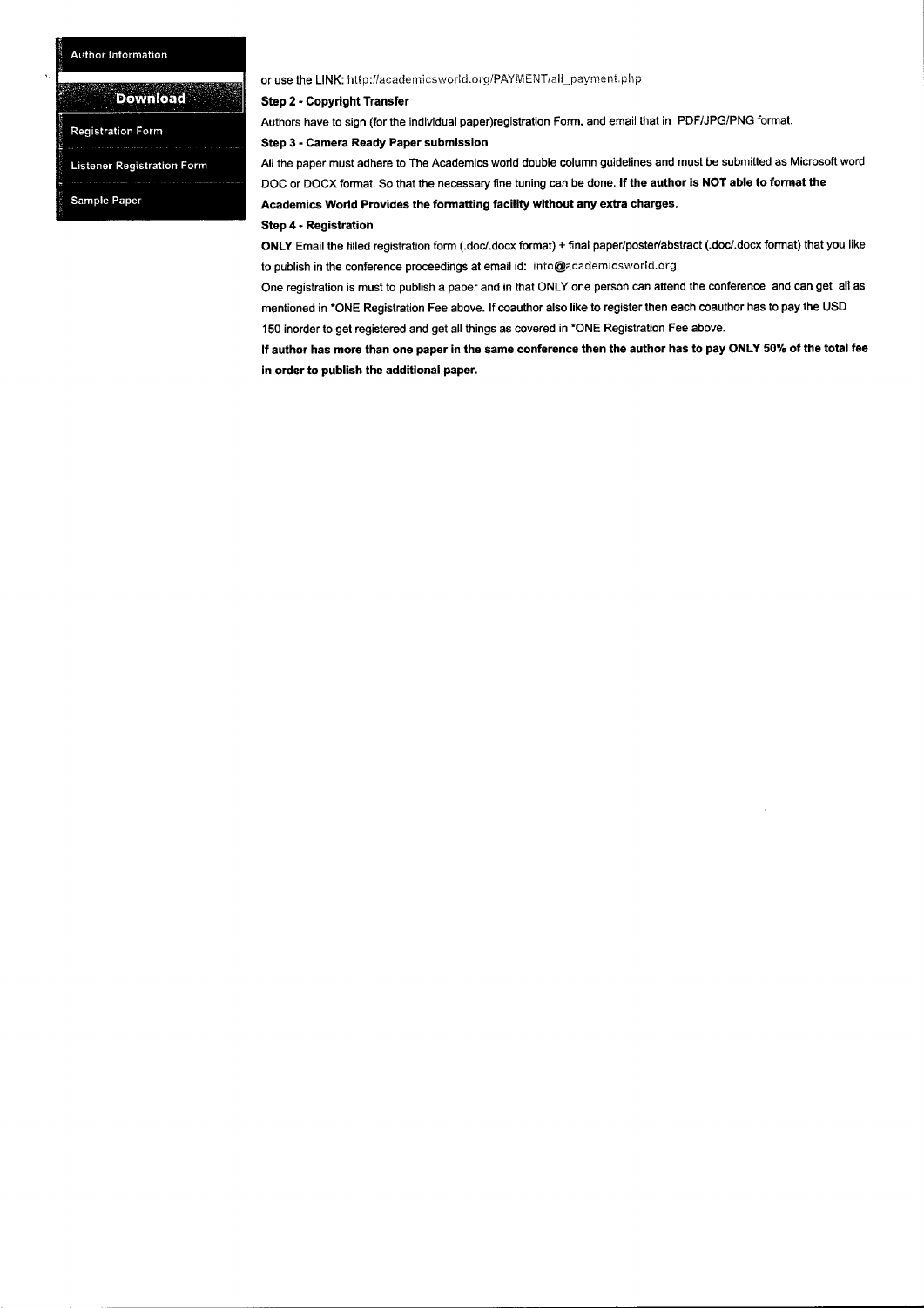- Author Information
- **Download**
- Registration Form
- Listener Registration Form
- Sample Paper

or use the LINK: http://academicsworld.org/PAYMENT/all_payment.php

**Step 2 - Copyright Transfer**

Authors have to sign (for the individual paper)registration Form, and email that in PDF/JPG/PNG format.

**Step 3 - Camera Ready Paper submission**

All the paper must adhere to The Academics world double column guidelines and must be submitted as Microsoft word DOC or DOCX format. So that the necessary fine tuning can be done. **If the author is NOT able to format the Academics World Provides the formatting facility without any extra charges.**

**Step 4 - Registration**

**ONLY** Email the filled registration form (.doc/.docx format) + final paper/poster/abstract (.doc/.docx format) that you like to publish in the conference proceedings at email id: info@academicsworld.org

One registration is must to publish a paper and in that ONLY one person can attend the conference and can get all as mentioned in *ONE Registration Fee above. If coauthor also like to register then each coauthor has to pay the USD 150 inorder to get registered and get all things as covered in *ONE Registration Fee above.

**If author has more than one paper in the same conference then the author has to pay ONLY 50% of the total fee in order to publish the additional paper.**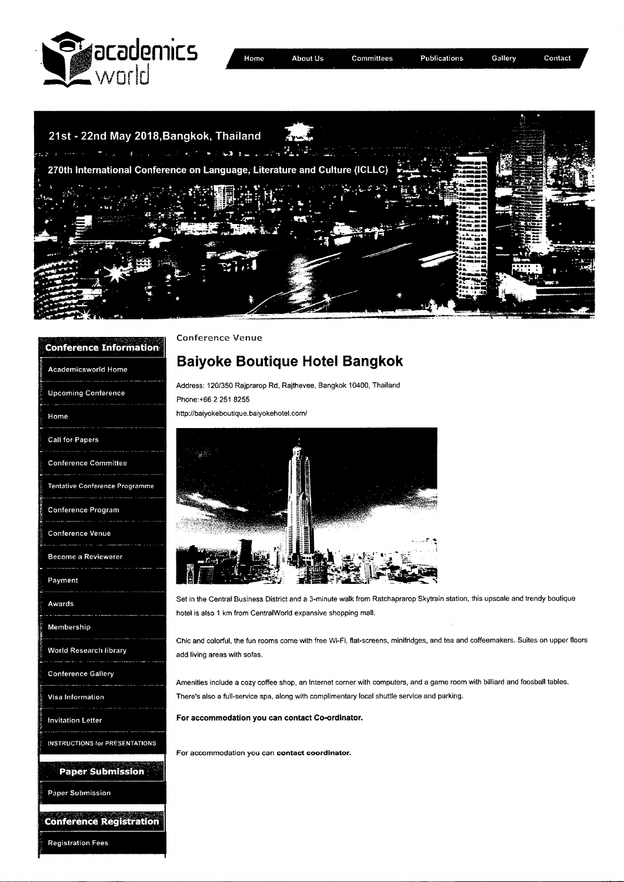academics world

Home | About Us | Committees | Publications | Gallery | Contact

21st - 22nd May 2018,Bangkok, Thailand

270th International Conference on Language, Literature and Culture (ICLLC)

**Conference Information**

- Academicsworld Home
- Upcoming Conference
- Home
- Call for Papers
- Conference Committee
- Tentative Conference Programme
- Conference Program
- Conference Venue
- Become a Reviewerer
- Payment
- Awards
- Membership
- World Research library
- Conference Gallery
- Visa Information
- Invitation Letter
- INSTRUCTIONS for PRESENTATIONS

**Paper Submission**

- Paper Submission

**Conference Registration**

- Registration Fees

Conference Venue

# Baiyoke Boutique Hotel Bangkok

Address: 120/350 Rajprarop Rd, Rajthevee, Bangkok 10400, Thailand

Phone:+66 2 251 8255

http://baiyokeboutique.baiyokehotel.com/

Set in the Central Business District and a 3-minute walk from Ratchaprarop Skytrain station, this upscale and trendy boutique hotel is also 1 km from CentralWorld expansive shopping mall.

Chic and colorful, the fun rooms come with free Wi-Fi, flat-screens, minifridges, and tea and coffeemakers. Suites on upper floors add living areas with sofas.

Amenities include a cozy coffee shop, an Internet corner with computers, and a game room with billiard and foosball tables. There's also a full-service spa, along with complimentary local shuttle service and parking.

**For accommodation you can contact Co-ordinator.**

For accommodation you can **contact coordinator.**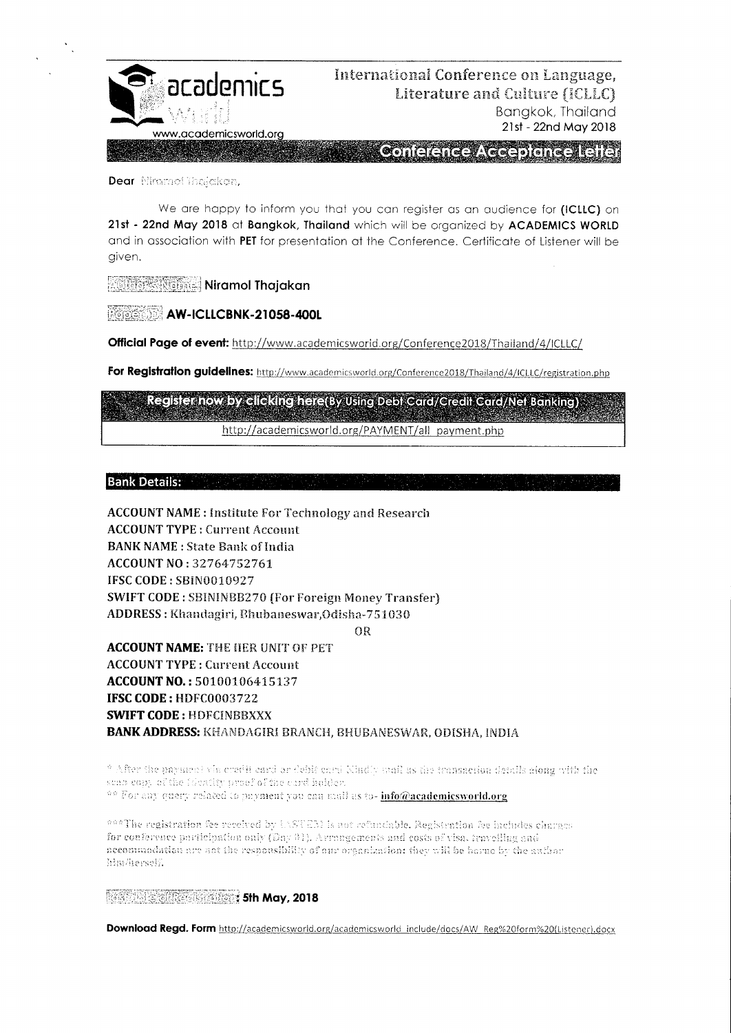academics world

www.academicsworld.org

International Conference on Language, Literature and Culture (ICLLC)
Bangkok, Thailand
21st - 22nd May 2018

## Conference Acceptance Letter

**Dear** Niramol Thajakan,

We are happy to inform you that you can register as an audience for **(ICLLC)** on **21st - 22nd May 2018** at **Bangkok, Thailand** which will be organized by **ACADEMICS WORLD** and in association with **PET** for presentation at the Conference. Certificate of Listener will be given.

**Author's Name: Niramol Thajakan**

**Paper ID: AW-ICLLCBNK-21058-400L**

**Official Page of event:** http://www.academicsworld.org/Conference2018/Thailand/4/ICLLC/

**For Registration guidelines:** http://www.academicsworld.org/Conference2018/Thailand/4/ICLLC/registration.php

**Register now by clicking here(By Using Debt Card/Credit Card/Net Banking)**

http://academicsworld.org/PAYMENT/all_payment.php

**Bank Details:**

**ACCOUNT NAME :** Institute For Technology and Research
**ACCOUNT TYPE :** Current Account
**BANK NAME :** State Bank of India
**ACCOUNT NO :** 32764752761
**IFSC CODE :** SBIN0010927
**SWIFT CODE :** SBININBB270 (For Foreign Money Transfer)
**ADDRESS :** Khandagiri, Bhubaneswar,Odisha-751030

OR

**ACCOUNT NAME:** THE IIER UNIT OF PET
**ACCOUNT TYPE :** Current Account
**ACCOUNT NO. :** 50100106415137
**IFSC CODE :** HDFC0003722
**SWIFT CODE :** HDFCINBBXXX
**BANK ADDRESS:** KHANDAGIRI BRANCH, BHUBANESWAR, ODISHA, INDIA

* After the payment via credit card or debit card Kindly mail us the transaction details along with the scan copy of the identity proof of the card holder.
** For any query related to payment you can mail us to- **info@academicsworld.org**

***The registration fee received by IASTEM is not refundable. Registration fee includes charges for conference participation only (Day 01). Arrangements and costs of visa, travelling and accommodation are not the responsibility of our organization: they will be borne by the author him/herself.

**Last Date of Registration: 5th May, 2018**

**Download Regd. Form** http://academicsworld.org/academicsworld_include/docs/AW_Reg%20form%20(Listener).docx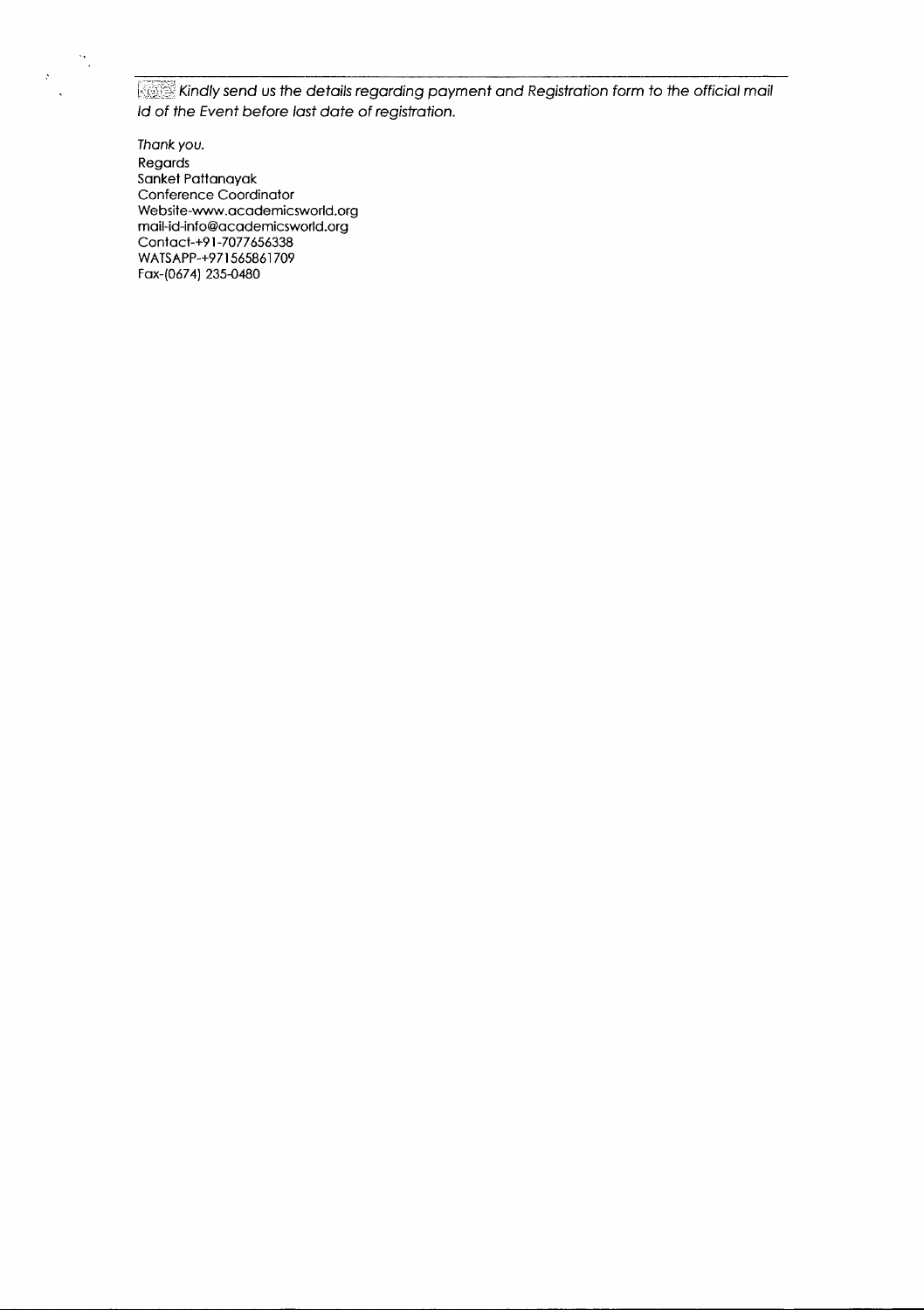*Note: Kindly send us the details regarding payment and Registration form to the official mail Id of the Event before last date of registration.*

*Thank you.*

Regards
Sanket Pattanayak
Conference Coordinator
Website-www.academicsworld.org
mail-id-info@academicsworld.org
Contact-+91-7077656338
WATSAPP-+971565861709
Fax-(0674) 235-0480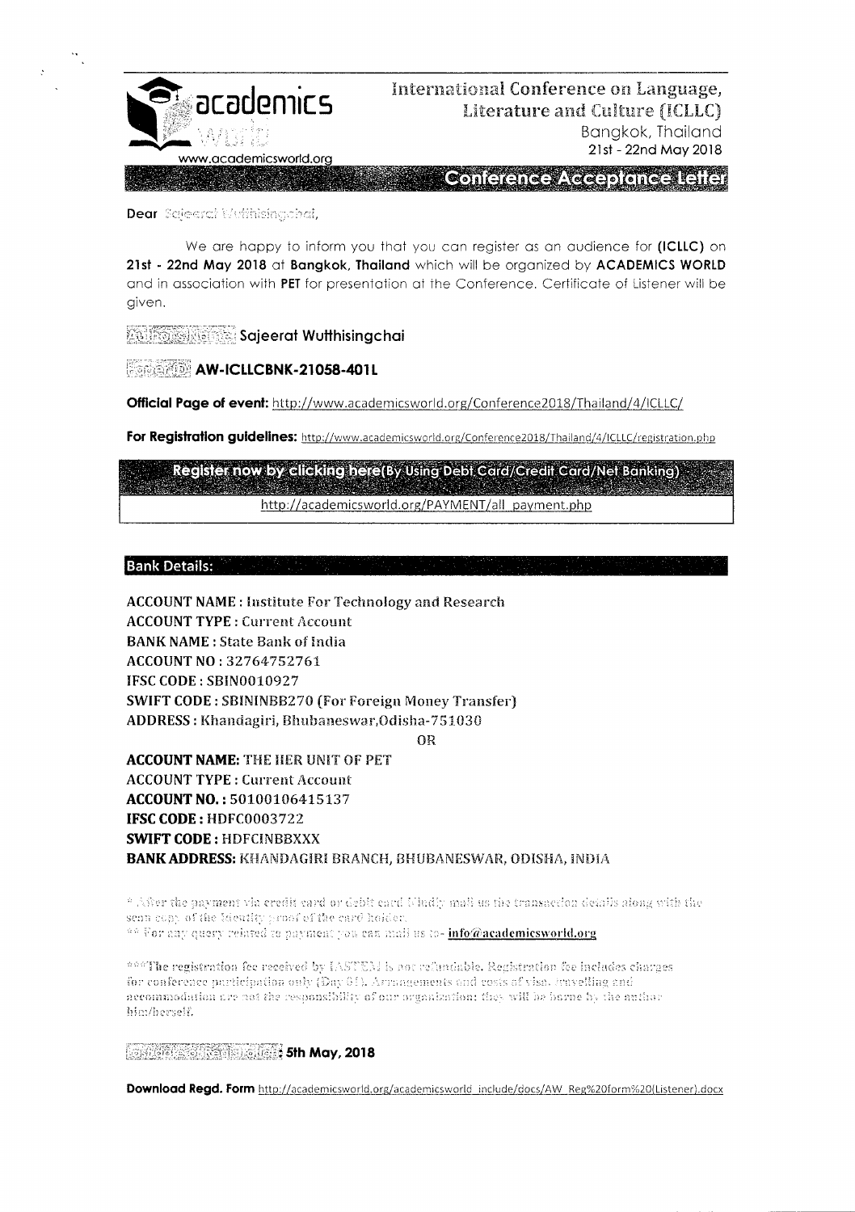academics world

www.academicsworld.org

# International Conference on Language, Literature and Culture (ICLLC)

Bangkok, Thailand

21st - 22nd May 2018

## Conference Acceptance Letter

**Dear** Sajeerat Wutthisingchai,

We are happy to inform you that you can register as an audience for **(ICLLC)** on **21st - 22nd May 2018** at **Bangkok, Thailand** which will be organized by **ACADEMICS WORLD** and in association with **PET** for presentation at the Conference. Certificate of Listener will be given.

**Author Name: Sajeerat Wutthisingchai**

**Paper ID: AW-ICLLCBNK-21058-401L**

**Official Page of event:** http://www.academicsworld.org/Conference2018/Thailand/4/ICLLC/

**For Registration guidelines:** http://www.academicsworld.org/Conference2018/Thailand/4/ICLLC/registration.php

**Register now by clicking here(By Using Debit Card/Credit Card/Net Banking)**

http://academicsworld.org/PAYMENT/all_payment.php

**Bank Details:**

**ACCOUNT NAME :** Institute For Technology and Research
**ACCOUNT TYPE :** Current Account
**BANK NAME :** State Bank of India
**ACCOUNT NO :** 32764752761
**IFSC CODE :** SBIN0010927
**SWIFT CODE :** SBININBB270 (For Foreign Money Transfer)
**ADDRESS :** Khandagiri, Bhubaneswar,Odisha-751030

OR

**ACCOUNT NAME:** THE IIER UNIT OF PET
**ACCOUNT TYPE :** Current Account
**ACCOUNT NO. :** 50100106415137
**IFSC CODE :** HDFC0003722
**SWIFT CODE :** HDFCINBBXXX
**BANK ADDRESS:** KHANDAGIRI BRANCH, BHUBANESWAR, ODISHA, INDIA

* After the payment via credit card or debit card Kindly mail us the transaction details along with the scan copy of the Identity proof of the card holder.
** For any query related to payment you can mail us to- **info@academicsworld.org**

***The registration fee received by IASTEM is not refundable. Registration fee includes charges for conference participation only (Day 01). Arrangements and costs of visa, travelling and accommodation are not the responsibility of our organization; they will be borne by the author him/herself.

**Last Date of Registration: 5th May, 2018**

**Download Regd. Form** http://academicsworld.org/academicsworld_include/docs/AW_Reg%20form%20(Listener).docx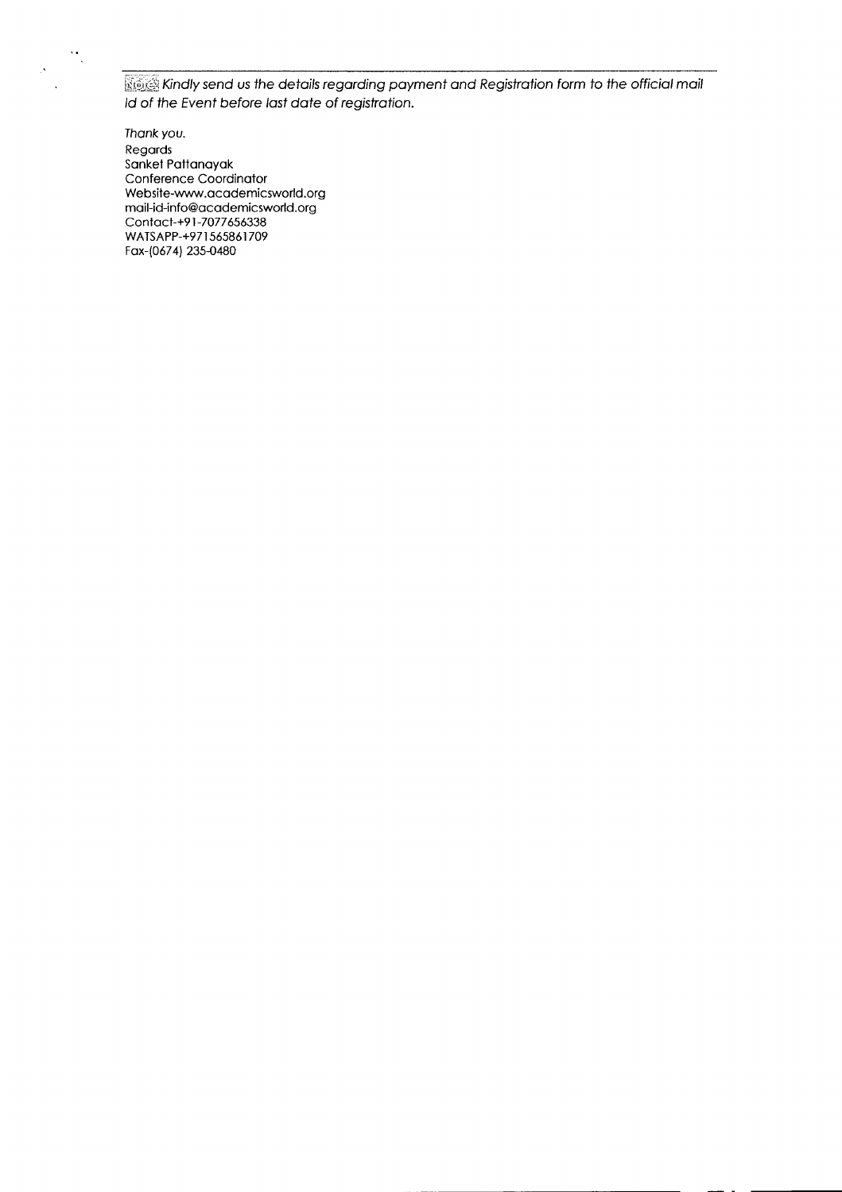**Note:** *Kindly send us the details regarding payment and Registration form to the official mail Id of the Event before last date of registration.*

*Thank you.*

Regards
Sanket Pattanayak
Conference Coordinator
Website-www.academicsworld.org
mail-id-info@academicsworld.org
Contact-+91-7077656338
WATSAPP-+971565861709
Fax-(0674) 235-0480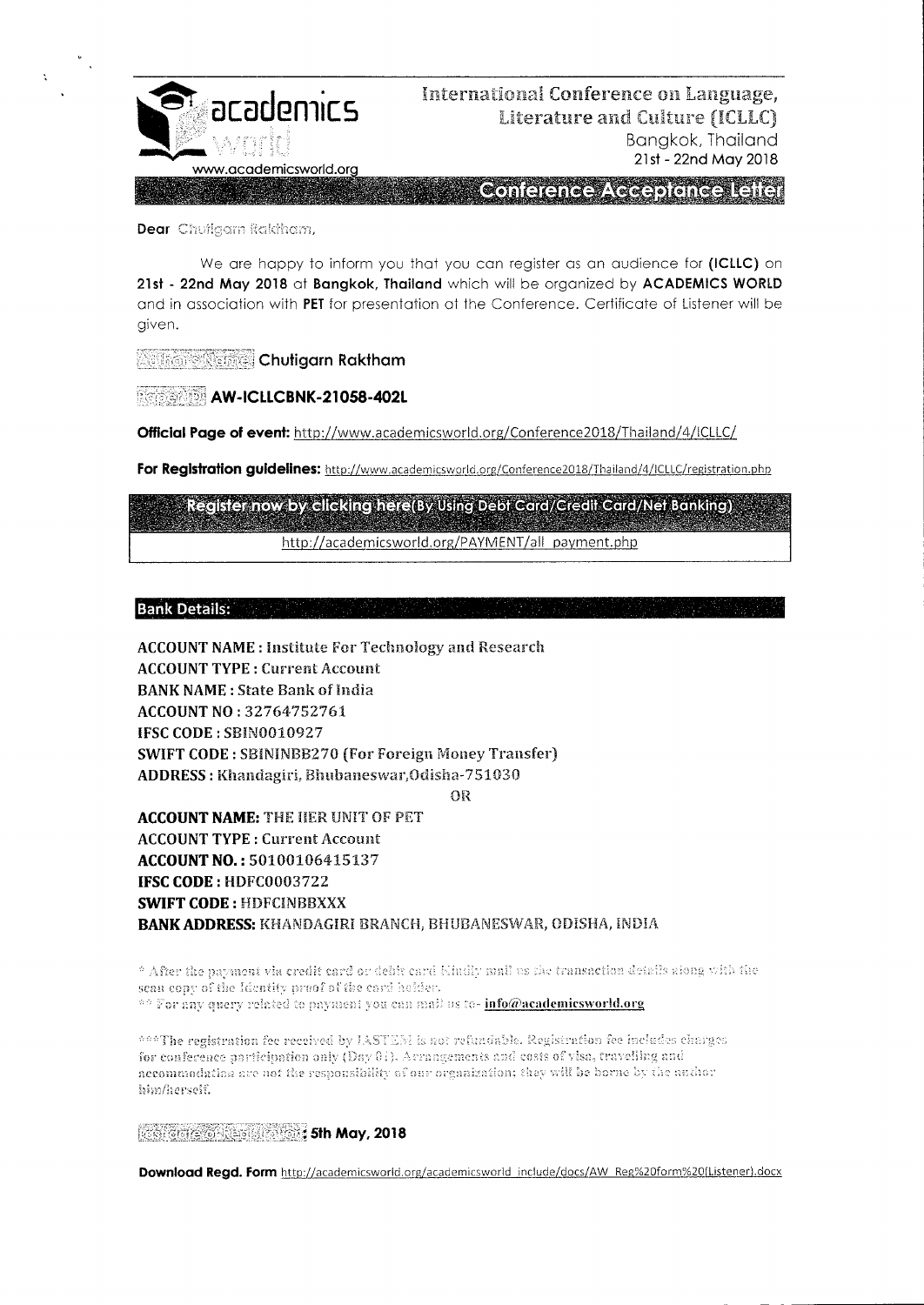academics world

www.academicsworld.org

International Conference on Language, Literature and Culture (ICLLC)
Bangkok, Thailand
21st - 22nd May 2018

## Conference Acceptance Letter

**Dear** Chutigarn Raktham,

We are happy to inform you that you can register as an audience for **(ICLLC)** on **21st - 22nd May 2018** at **Bangkok, Thailand** which will be organized by **ACADEMICS WORLD** and in association with **PET** for presentation at the Conference. Certificate of Listener will be given.

Author's Name: **Chutigarn Raktham**

Paper ID: **AW-ICLLCBNK-21058-402L**

**Official Page of event:** http://www.academicsworld.org/Conference2018/Thailand/4/ICLLC/

**For Registration guidelines:** http://www.academicsworld.org/Conference2018/Thailand/4/ICLLC/registration.php

**Register now by clicking here(By Using Debt Card/Credit Card/Net Banking)**

http://academicsworld.org/PAYMENT/all_payment.php

### Bank Details:

**ACCOUNT NAME : Institute For Technology and Research**
**ACCOUNT TYPE : Current Account**
**BANK NAME : State Bank of India**
**ACCOUNT NO : 32764752761**
**IFSC CODE : SBIN0010927**
**SWIFT CODE : SBININBB270 (For Foreign Money Transfer)**
**ADDRESS : Khandagiri, Bhubaneswar,Odisha-751030**

OR

**ACCOUNT NAME: THE IIER UNIT OF PET**
**ACCOUNT TYPE : Current Account**
**ACCOUNT NO. : 50100106415137**
**IFSC CODE : HDFC0003722**
**SWIFT CODE : HDFCINBBXXX**
**BANK ADDRESS: KHANDAGIRI BRANCH, BHUBANESWAR, ODISHA, INDIA**

* After the payment via credit card or debit card Kindly mail us the transaction details along with the scan copy of the Identity proof of the card holder.
** For any query related to payment you can mail us to- **info@academicsworld.org**

***The registration fee received by IASTEM is not refundable. Registration fee includes charges for conference participation only (Day 01). Arrangements and costs of visa, travelling and accommodation are not the responsibility of our organization; they will be borne by the author him/herself.

Last date of Registration: **5th May, 2018**

**Download Regd. Form** http://academicsworld.org/academicsworld_include/docs/AW_Reg%20form%20(Listener).docx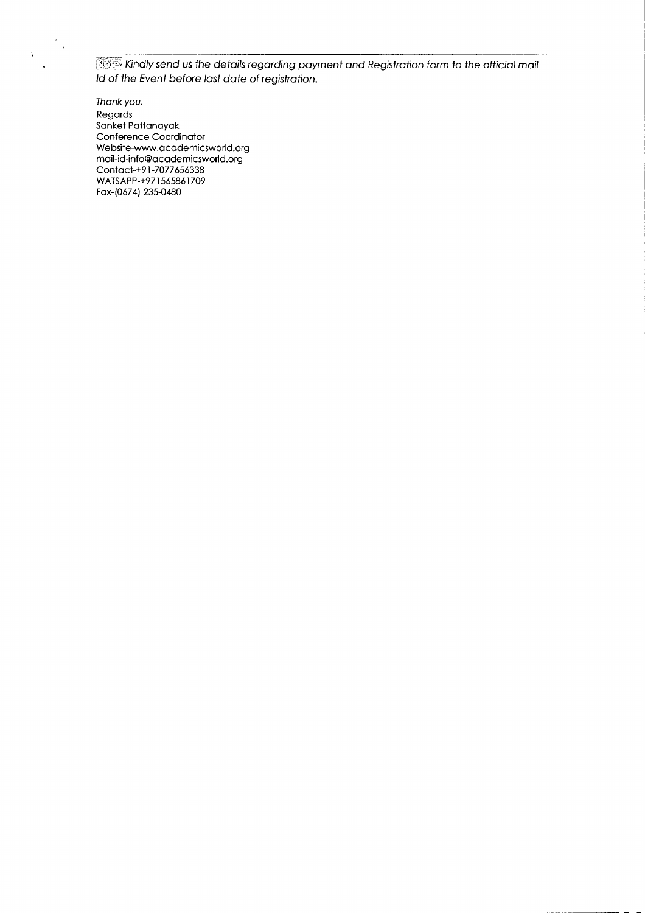*Note: Kindly send us the details regarding payment and Registration form to the official mail Id of the Event before last date of registration.*

*Thank you.*

Regards
Sanket Pattanayak
Conference Coordinator
Website-www.academicsworld.org
mail-id-info@academicsworld.org
Contact-+91-7077656338
WATSAPP-+971565861709
Fax-(0674) 235-0480